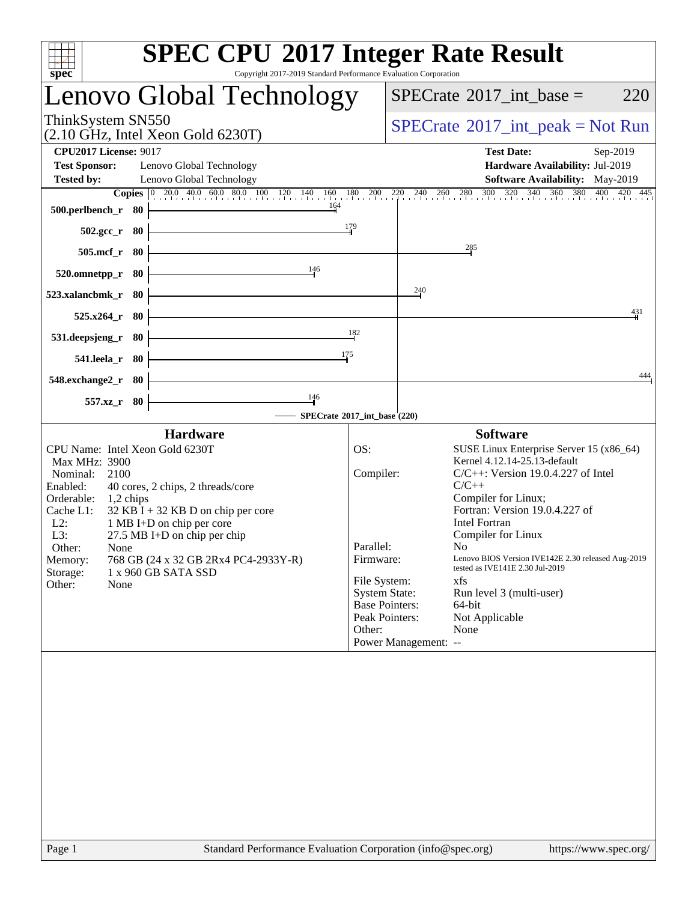# SPEC CPU 2017 Integer Rate Result

Copyright 2017-2019 Standard Performance Evaluation Corporation

## Lenovo Global Technology

ThinkSystem SN550
(2.10 GHz, Intel Xeon Gold 6230T)

SPECrate 2017_int_base = 220

SPECrate 2017_int_peak = Not Run

| | | | |
|---|---|---|---|
| **CPU2017 License:** | 9017 | **Test Date:** | Sep-2019 |
| **Test Sponsor:** | Lenovo Global Technology | **Hardware Availability:** | Jul-2019 |
| **Tested by:** | Lenovo Global Technology | **Software Availability:** | May-2019 |

| Benchmark | Copies | SPECrate 2017_int_base |
|---|---|---|
| 500.perlbench_r | 80 | 164 |
| 502.gcc_r | 80 | 179 |
| 505.mcf_r | 80 | 285 |
| 520.omnetpp_r | 80 | 146 |
| 523.xalancbmk_r | 80 | 240 |
| 525.x264_r | 80 | 431 |
| 531.deepsjeng_r | 80 | 182 |
| 541.leela_r | 80 | 175 |
| 548.exchange2_r | 80 | 444 |
| 557.xz_r | 80 | 146 |

SPECrate 2017_int_base (220)

### Hardware

| | |
|---|---|
| CPU Name: | Intel Xeon Gold 6230T |
| Max MHz: | 3900 |
| Nominal: | 2100 |
| Enabled: | 40 cores, 2 chips, 2 threads/core |
| Orderable: | 1,2 chips |
| Cache L1: | 32 KB I + 32 KB D on chip per core |
| L2: | 1 MB I+D on chip per core |
| L3: | 27.5 MB I+D on chip per chip |
| Other: | None |
| Memory: | 768 GB (24 x 32 GB 2Rx4 PC4-2933Y-R) |
| Storage: | 1 x 960 GB SATA SSD |
| Other: | None |

### Software

| | |
|---|---|
| OS: | SUSE Linux Enterprise Server 15 (x86_64) Kernel 4.12.14-25.13-default |
| Compiler: | C/C++: Version 19.0.4.227 of Intel C/C++ Compiler for Linux; Fortran: Version 19.0.4.227 of Intel Fortran Compiler for Linux |
| Parallel: | No |
| Firmware: | Lenovo BIOS Version IVE142E 2.30 released Aug-2019 tested as IVE141E 2.30 Jul-2019 |
| File System: | xfs |
| System State: | Run level 3 (multi-user) |
| Base Pointers: | 64-bit |
| Peak Pointers: | Not Applicable |
| Other: | None |
| Power Management: | -- |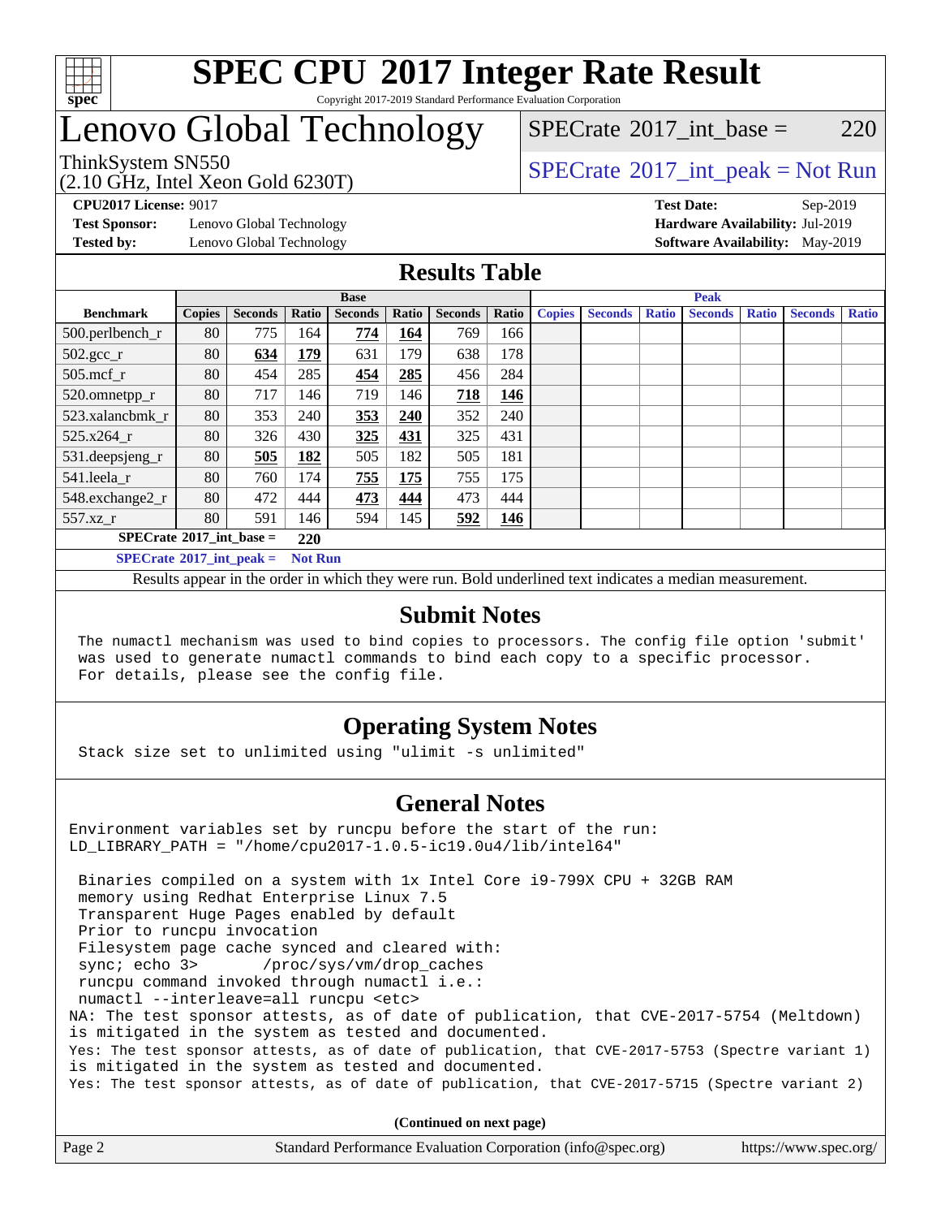# SPEC CPU 2017 Integer Rate Result

Copyright 2017-2019 Standard Performance Evaluation Corporation

# Lenovo Global Technology

ThinkSystem SN550
(2.10 GHz, Intel Xeon Gold 6230T)

SPECrate 2017_int_base = 220

SPECrate 2017_int_peak = Not Run

**CPU2017 License:** 9017
**Test Sponsor:** Lenovo Global Technology
**Tested by:** Lenovo Global Technology

**Test Date:** Sep-2019
**Hardware Availability:** Jul-2019
**Software Availability:** May-2019

## Results Table

| | Base | | | | | | | Peak | | | | | | |
|---|---|---|---|---|---|---|---|---|---|---|---|---|---|---|
| **Benchmark** | **Copies** | **Seconds** | **Ratio** | **Seconds** | **Ratio** | **Seconds** | **Ratio** | **Copies** | **Seconds** | **Ratio** | **Seconds** | **Ratio** | **Seconds** | **Ratio** |
| 500.perlbench_r | 80 | 775 | 164 | **774** | **164** | 769 | 166 | | | | | | | |
| 502.gcc_r | 80 | **634** | **179** | 631 | 179 | 638 | 178 | | | | | | | |
| 505.mcf_r | 80 | 454 | 285 | **454** | **285** | 456 | 284 | | | | | | | |
| 520.omnetpp_r | 80 | 717 | 146 | 719 | 146 | **718** | **146** | | | | | | | |
| 523.xalancbmk_r | 80 | 353 | 240 | **353** | **240** | 352 | 240 | | | | | | | |
| 525.x264_r | 80 | 326 | 430 | **325** | **431** | 325 | 431 | | | | | | | |
| 531.deepsjeng_r | 80 | **505** | **182** | 505 | 182 | 505 | 181 | | | | | | | |
| 541.leela_r | 80 | 760 | 174 | **755** | **175** | 755 | 175 | | | | | | | |
| 548.exchange2_r | 80 | 472 | 444 | **473** | **444** | 473 | 444 | | | | | | | |
| 557.xz_r | 80 | 591 | 146 | 594 | 145 | **592** | **146** | | | | | | | |

**SPECrate 2017_int_base = 220**

**SPECrate 2017_int_peak = Not Run**

Results appear in the order in which they were run. Bold underlined text indicates a median measurement.

## Submit Notes

```
The numactl mechanism was used to bind copies to processors. The config file option 'submit'
was used to generate numactl commands to bind each copy to a specific processor.
For details, please see the config file.
```

## Operating System Notes

```
Stack size set to unlimited using "ulimit -s unlimited"
```

## General Notes

```
Environment variables set by runcpu before the start of the run:
LD_LIBRARY_PATH = "/home/cpu2017-1.0.5-ic19.0u4/lib/intel64"

 Binaries compiled on a system with 1x Intel Core i9-799X CPU + 32GB RAM
 memory using Redhat Enterprise Linux 7.5
 Transparent Huge Pages enabled by default
 Prior to runcpu invocation
 Filesystem page cache synced and cleared with:
 sync; echo 3>       /proc/sys/vm/drop_caches
 runcpu command invoked through numactl i.e.:
 numactl --interleave=all runcpu <etc>
NA: The test sponsor attests, as of date of publication, that CVE-2017-5754 (Meltdown)
is mitigated in the system as tested and documented.
Yes: The test sponsor attests, as of date of publication, that CVE-2017-5753 (Spectre variant 1)
is mitigated in the system as tested and documented.
Yes: The test sponsor attests, as of date of publication, that CVE-2017-5715 (Spectre variant 2)
```

**(Continued on next page)**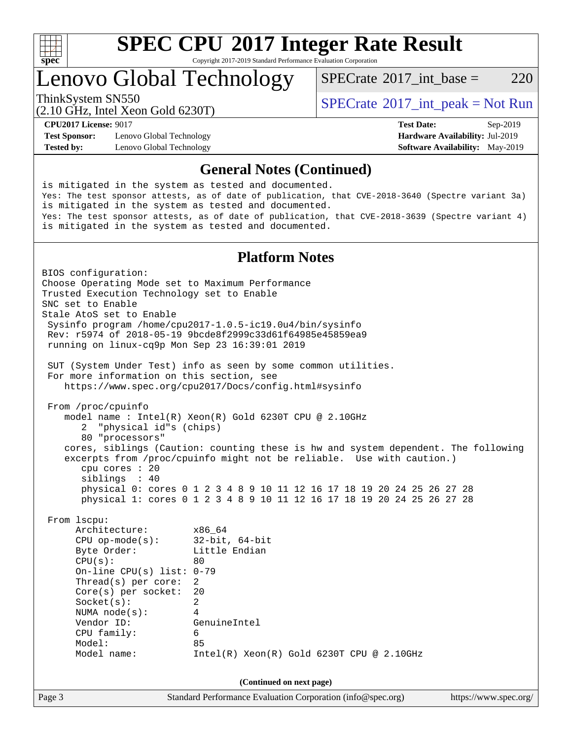## General Notes (Continued)

```
is mitigated in the system as tested and documented.
Yes: The test sponsor attests, as of date of publication, that CVE-2018-3640 (Spectre variant 3a)
is mitigated in the system as tested and documented.
Yes: The test sponsor attests, as of date of publication, that CVE-2018-3639 (Spectre variant 4)
is mitigated in the system as tested and documented.
```

## Platform Notes

```
BIOS configuration:
Choose Operating Mode set to Maximum Performance
Trusted Execution Technology set to Enable
SNC set to Enable
Stale AtoS set to Enable
 Sysinfo program /home/cpu2017-1.0.5-ic19.0u4/bin/sysinfo
 Rev: r5974 of 2018-05-19 9bcde8f2999c33d61f64985e45859ea9
 running on linux-cq9p Mon Sep 23 16:39:01 2019

 SUT (System Under Test) info as seen by some common utilities.
 For more information on this section, see
    https://www.spec.org/cpu2017/Docs/config.html#sysinfo

 From /proc/cpuinfo
    model name : Intel(R) Xeon(R) Gold 6230T CPU @ 2.10GHz
       2  "physical id"s (chips)
       80 "processors"
    cores, siblings (Caution: counting these is hw and system dependent. The following
    excerpts from /proc/cpuinfo might not be reliable.  Use with caution.)
       cpu cores : 20
       siblings  : 40
       physical 0: cores 0 1 2 3 4 8 9 10 11 12 16 17 18 19 20 24 25 26 27 28
       physical 1: cores 0 1 2 3 4 8 9 10 11 12 16 17 18 19 20 24 25 26 27 28

 From lscpu:
      Architecture:        x86_64
      CPU op-mode(s):      32-bit, 64-bit
      Byte Order:          Little Endian
      CPU(s):              80
      On-line CPU(s) list: 0-79
      Thread(s) per core:  2
      Core(s) per socket:  20
      Socket(s):           2
      NUMA node(s):        4
      Vendor ID:           GenuineIntel
      CPU family:          6
      Model:               85
      Model name:          Intel(R) Xeon(R) Gold 6230T CPU @ 2.10GHz
```

(Continued on next page)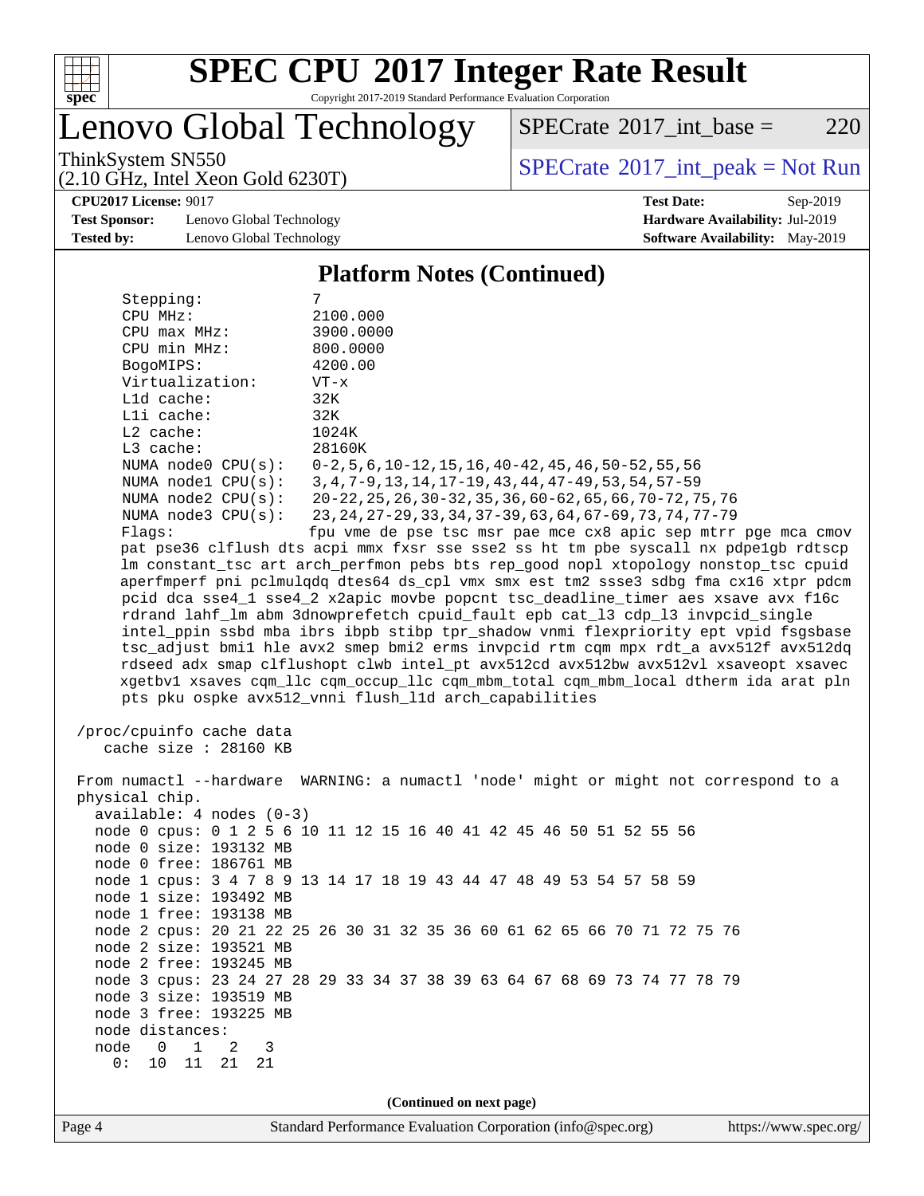# SPEC CPU 2017 Integer Rate Result

Copyright 2017-2019 Standard Performance Evaluation Corporation

## Lenovo Global Technology

ThinkSystem SN550
(2.10 GHz, Intel Xeon Gold 6230T)

SPECrate 2017_int_base = 220

SPECrate 2017_int_peak = Not Run

**CPU2017 License:** 9017
**Test Sponsor:** Lenovo Global Technology
**Tested by:** Lenovo Global Technology

**Test Date:** Sep-2019
**Hardware Availability:** Jul-2019
**Software Availability:** May-2019

### Platform Notes (Continued)

```
    Stepping:              7
    CPU MHz:               2100.000
    CPU max MHz:           3900.0000
    CPU min MHz:           800.0000
    BogoMIPS:              4200.00
    Virtualization:        VT-x
    L1d cache:             32K
    L1i cache:             32K
    L2 cache:              1024K
    L3 cache:              28160K
    NUMA node0 CPU(s):     0-2,5,6,10-12,15,16,40-42,45,46,50-52,55,56
    NUMA node1 CPU(s):     3,4,7-9,13,14,17-19,43,44,47-49,53,54,57-59
    NUMA node2 CPU(s):     20-22,25,26,30-32,35,36,60-62,65,66,70-72,75,76
    NUMA node3 CPU(s):     23,24,27-29,33,34,37-39,63,64,67-69,73,74,77-79
    Flags:                 fpu vme de pse tsc msr pae mce cx8 apic sep mtrr pge mca cmov
    pat pse36 clflush dts acpi mmx fxsr sse sse2 ss ht tm pbe syscall nx pdpe1gb rdtscp
    lm constant_tsc art arch_perfmon pebs bts rep_good nopl xtopology nonstop_tsc cpuid
    aperfmperf pni pclmulqdq dtes64 ds_cpl vmx smx est tm2 ssse3 sdbg fma cx16 xtpr pdcm
    pcid dca sse4_1 sse4_2 x2apic movbe popcnt tsc_deadline_timer aes xsave avx f16c
    rdrand lahf_lm abm 3dnowprefetch cpuid_fault epb cat_l3 cdp_l3 invpcid_single
    intel_ppin ssbd mba ibrs ibpb stibp tpr_shadow vnmi flexpriority ept vpid fsgsbase
    tsc_adjust bmi1 hle avx2 smep bmi2 erms invpcid rtm cqm mpx rdt_a avx512f avx512dq
    rdseed adx smap clflushopt clwb intel_pt avx512cd avx512bw avx512vl xsaveopt xsavec
    xgetbv1 xsaves cqm_llc cqm_occup_llc cqm_mbm_total cqm_mbm_local dtherm ida arat pln
    pts pku ospke avx512_vnni flush_l1d arch_capabilities

 /proc/cpuinfo cache data
    cache size : 28160 KB

 From numactl --hardware  WARNING: a numactl 'node' might or might not correspond to a
 physical chip.
   available: 4 nodes (0-3)
   node 0 cpus: 0 1 2 5 6 10 11 12 15 16 40 41 42 45 46 50 51 52 55 56
   node 0 size: 193132 MB
   node 0 free: 186761 MB
   node 1 cpus: 3 4 7 8 9 13 14 17 18 19 43 44 47 48 49 53 54 57 58 59
   node 1 size: 193492 MB
   node 1 free: 193138 MB
   node 2 cpus: 20 21 22 25 26 30 31 32 35 36 60 61 62 65 66 70 71 72 75 76
   node 2 size: 193521 MB
   node 2 free: 193245 MB
   node 3 cpus: 23 24 27 28 29 33 34 37 38 39 63 64 67 68 69 73 74 77 78 79
   node 3 size: 193519 MB
   node 3 free: 193225 MB
   node distances:
   node   0   1   2   3
     0:  10  11  21  21
```

(Continued on next page)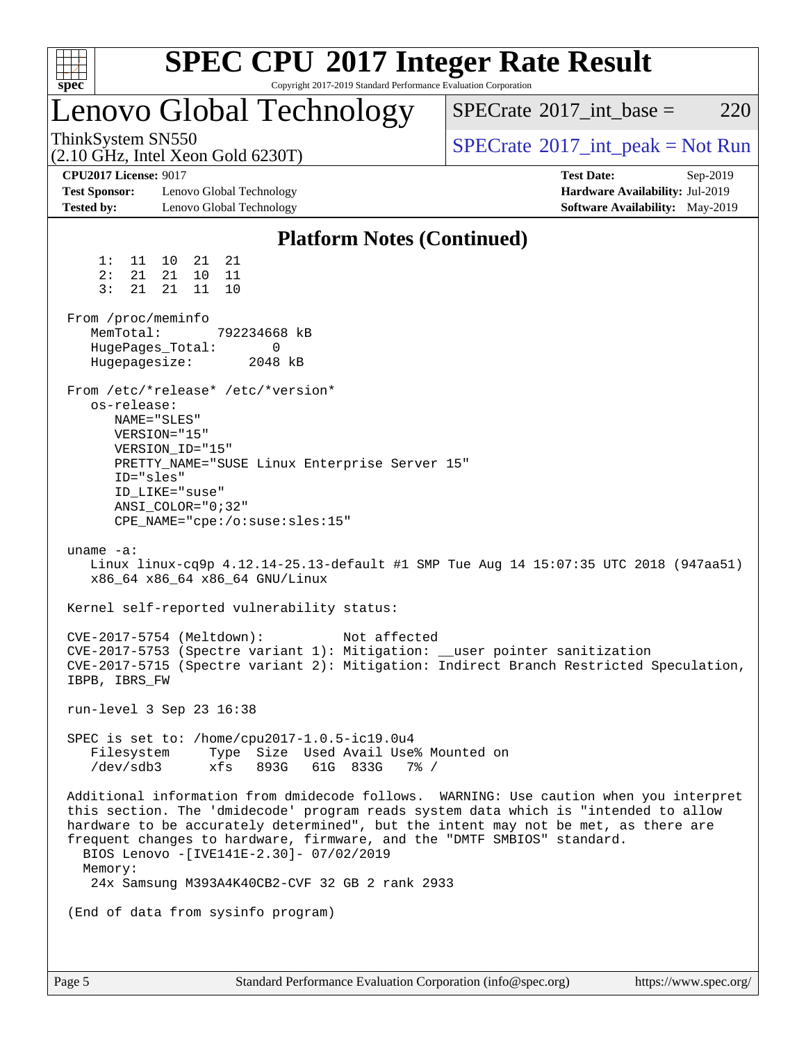# SPEC CPU 2017 Integer Rate Result

Copyright 2017-2019 Standard Performance Evaluation Corporation

## Lenovo Global Technology

ThinkSystem SN550
(2.10 GHz, Intel Xeon Gold 6230T)

SPECrate 2017_int_base = 220

SPECrate 2017_int_peak = Not Run

**CPU2017 License:** 9017
**Test Sponsor:** Lenovo Global Technology
**Tested by:** Lenovo Global Technology

**Test Date:** Sep-2019
**Hardware Availability:** Jul-2019
**Software Availability:** May-2019

### Platform Notes (Continued)

```
     1:  11  10  21  21
     2:  21  21  10  11
     3:  21  21  11  10

 From /proc/meminfo
    MemTotal:       792234668 kB
    HugePages_Total:       0
    Hugepagesize:       2048 kB

 From /etc/*release* /etc/*version*
    os-release:
       NAME="SLES"
       VERSION="15"
       VERSION_ID="15"
       PRETTY_NAME="SUSE Linux Enterprise Server 15"
       ID="sles"
       ID_LIKE="suse"
       ANSI_COLOR="0;32"
       CPE_NAME="cpe:/o:suse:sles:15"

 uname -a:
    Linux linux-cq9p 4.12.14-25.13-default #1 SMP Tue Aug 14 15:07:35 UTC 2018 (947aa51)
    x86_64 x86_64 x86_64 GNU/Linux

 Kernel self-reported vulnerability status:

 CVE-2017-5754 (Meltdown):          Not affected
 CVE-2017-5753 (Spectre variant 1): Mitigation: __user pointer sanitization
 CVE-2017-5715 (Spectre variant 2): Mitigation: Indirect Branch Restricted Speculation,
 IBPB, IBRS_FW

 run-level 3 Sep 23 16:38

 SPEC is set to: /home/cpu2017-1.0.5-ic19.0u4
    Filesystem     Type  Size  Used Avail Use% Mounted on
    /dev/sdb3      xfs   893G   61G  833G   7% /

 Additional information from dmidecode follows.  WARNING: Use caution when you interpret
 this section. The 'dmidecode' program reads system data which is "intended to allow
 hardware to be accurately determined", but the intent may not be met, as there are
 frequent changes to hardware, firmware, and the "DMTF SMBIOS" standard.
   BIOS Lenovo -[IVE141E-2.30]- 07/02/2019
   Memory:
    24x Samsung M393A4K40CB2-CVF 32 GB 2 rank 2933

 (End of data from sysinfo program)
```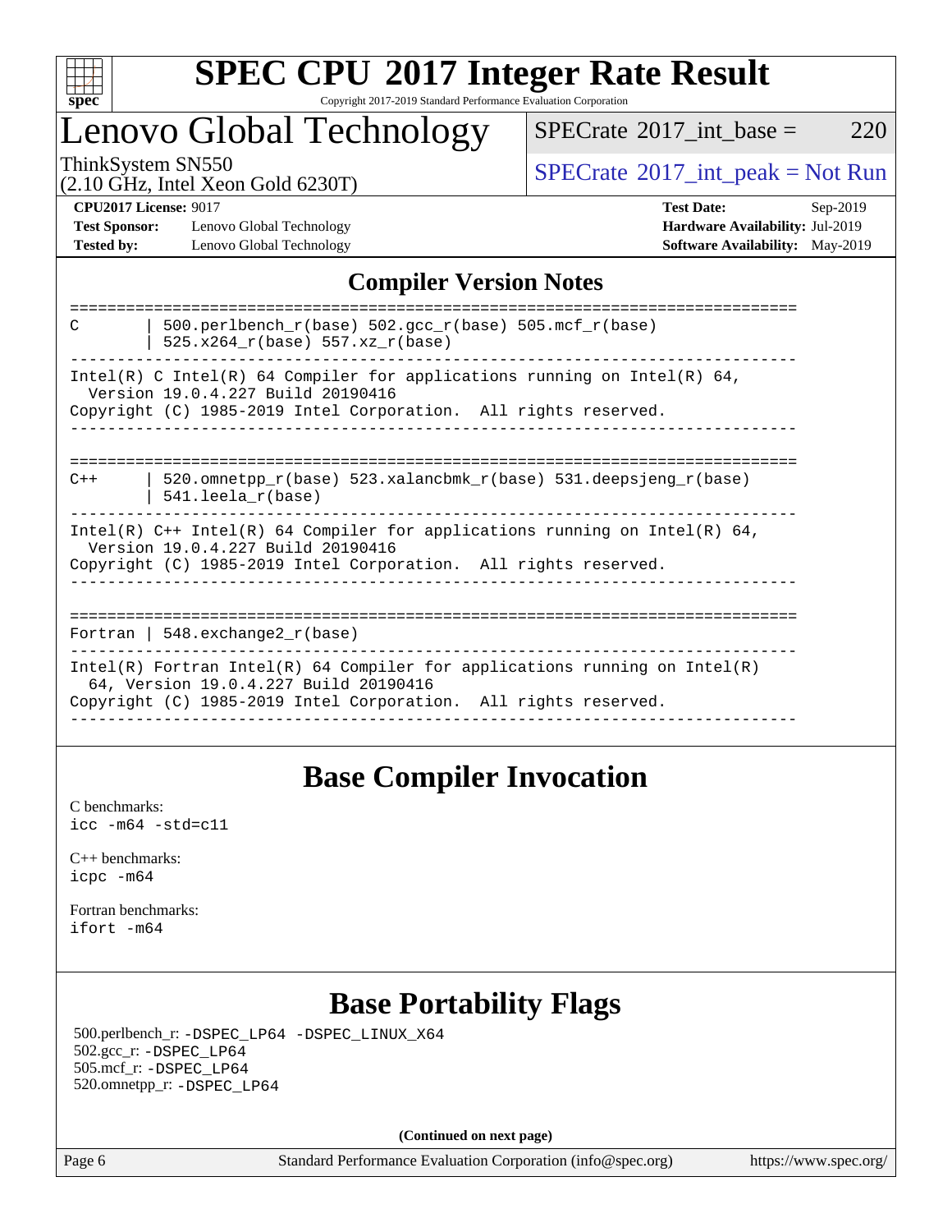# SPEC CPU 2017 Integer Rate Result

Copyright 2017-2019 Standard Performance Evaluation Corporation

## Lenovo Global Technology

ThinkSystem SN550
(2.10 GHz, Intel Xeon Gold 6230T)

SPECrate 2017_int_base = 220

SPECrate 2017_int_peak = Not Run

**CPU2017 License:** 9017
**Test Sponsor:** Lenovo Global Technology
**Tested by:** Lenovo Global Technology

**Test Date:** Sep-2019
**Hardware Availability:** Jul-2019
**Software Availability:** May-2019

## Compiler Version Notes

```
==============================================================================
C       | 500.perlbench_r(base) 502.gcc_r(base) 505.mcf_r(base)
        | 525.x264_r(base) 557.xz_r(base)
------------------------------------------------------------------------------
Intel(R) C Intel(R) 64 Compiler for applications running on Intel(R) 64,
  Version 19.0.4.227 Build 20190416
Copyright (C) 1985-2019 Intel Corporation.  All rights reserved.
------------------------------------------------------------------------------

==============================================================================
C++     | 520.omnetpp_r(base) 523.xalancbmk_r(base) 531.deepsjeng_r(base)
        | 541.leela_r(base)
------------------------------------------------------------------------------
Intel(R) C++ Intel(R) 64 Compiler for applications running on Intel(R) 64,
  Version 19.0.4.227 Build 20190416
Copyright (C) 1985-2019 Intel Corporation.  All rights reserved.
------------------------------------------------------------------------------

==============================================================================
Fortran | 548.exchange2_r(base)
------------------------------------------------------------------------------
Intel(R) Fortran Intel(R) 64 Compiler for applications running on Intel(R)
  64, Version 19.0.4.227 Build 20190416
Copyright (C) 1985-2019 Intel Corporation.  All rights reserved.
------------------------------------------------------------------------------
```

## Base Compiler Invocation

C benchmarks:
`icc -m64 -std=c11`

C++ benchmarks:
`icpc -m64`

Fortran benchmarks:
`ifort -m64`

## Base Portability Flags

500.perlbench_r: `-DSPEC_LP64 -DSPEC_LINUX_X64`
502.gcc_r: `-DSPEC_LP64`
505.mcf_r: `-DSPEC_LP64`
520.omnetpp_r: `-DSPEC_LP64`

**(Continued on next page)**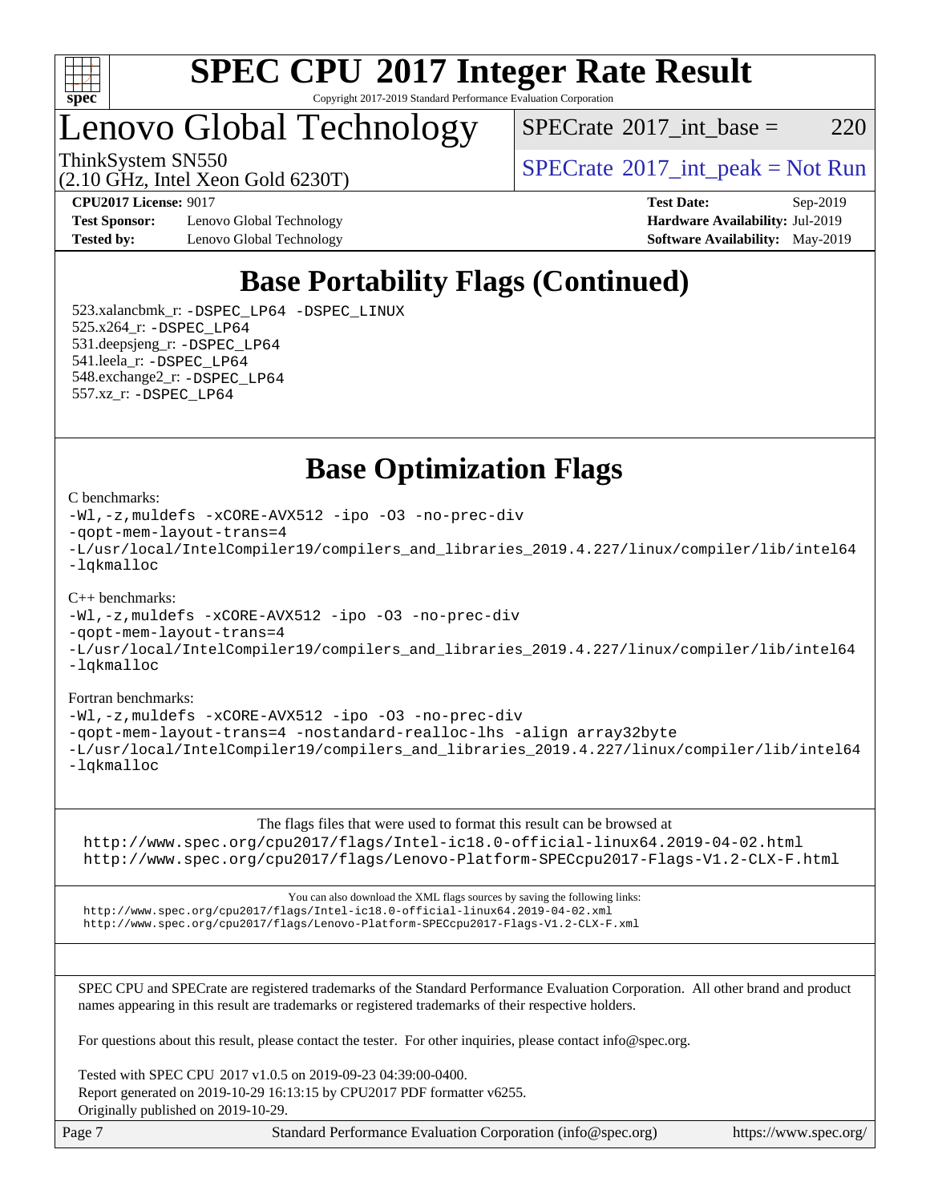# SPEC CPU 2017 Integer Rate Result

Copyright 2017-2019 Standard Performance Evaluation Corporation

# Lenovo Global Technology

ThinkSystem SN550
(2.10 GHz, Intel Xeon Gold 6230T)

SPECrate 2017_int_base = 220

SPECrate 2017_int_peak = Not Run

**CPU2017 License:** 9017
**Test Sponsor:** Lenovo Global Technology
**Tested by:** Lenovo Global Technology

**Test Date:** Sep-2019
**Hardware Availability:** Jul-2019
**Software Availability:** May-2019

## Base Portability Flags (Continued)

523.xalancbmk_r: -DSPEC_LP64 -DSPEC_LINUX
525.x264_r: -DSPEC_LP64
531.deepsjeng_r: -DSPEC_LP64
541.leela_r: -DSPEC_LP64
548.exchange2_r: -DSPEC_LP64
557.xz_r: -DSPEC_LP64

## Base Optimization Flags

C benchmarks:
```
-Wl,-z,muldefs -xCORE-AVX512 -ipo -O3 -no-prec-div
-qopt-mem-layout-trans=4
-L/usr/local/IntelCompiler19/compilers_and_libraries_2019.4.227/linux/compiler/lib/intel64
-lqkmalloc
```

C++ benchmarks:
```
-Wl,-z,muldefs -xCORE-AVX512 -ipo -O3 -no-prec-div
-qopt-mem-layout-trans=4
-L/usr/local/IntelCompiler19/compilers_and_libraries_2019.4.227/linux/compiler/lib/intel64
-lqkmalloc
```

Fortran benchmarks:
```
-Wl,-z,muldefs -xCORE-AVX512 -ipo -O3 -no-prec-div
-qopt-mem-layout-trans=4 -nostandard-realloc-lhs -align array32byte
-L/usr/local/IntelCompiler19/compilers_and_libraries_2019.4.227/linux/compiler/lib/intel64
-lqkmalloc
```

The flags files that were used to format this result can be browsed at
http://www.spec.org/cpu2017/flags/Intel-ic18.0-official-linux64.2019-04-02.html
http://www.spec.org/cpu2017/flags/Lenovo-Platform-SPECcpu2017-Flags-V1.2-CLX-F.html

You can also download the XML flags sources by saving the following links:
http://www.spec.org/cpu2017/flags/Intel-ic18.0-official-linux64.2019-04-02.xml
http://www.spec.org/cpu2017/flags/Lenovo-Platform-SPECcpu2017-Flags-V1.2-CLX-F.xml

SPEC CPU and SPECrate are registered trademarks of the Standard Performance Evaluation Corporation. All other brand and product names appearing in this result are trademarks or registered trademarks of their respective holders.

For questions about this result, please contact the tester. For other inquiries, please contact info@spec.org.

Tested with SPEC CPU 2017 v1.0.5 on 2019-09-23 04:39:00-0400.
Report generated on 2019-10-29 16:13:15 by CPU2017 PDF formatter v6255.
Originally published on 2019-10-29.